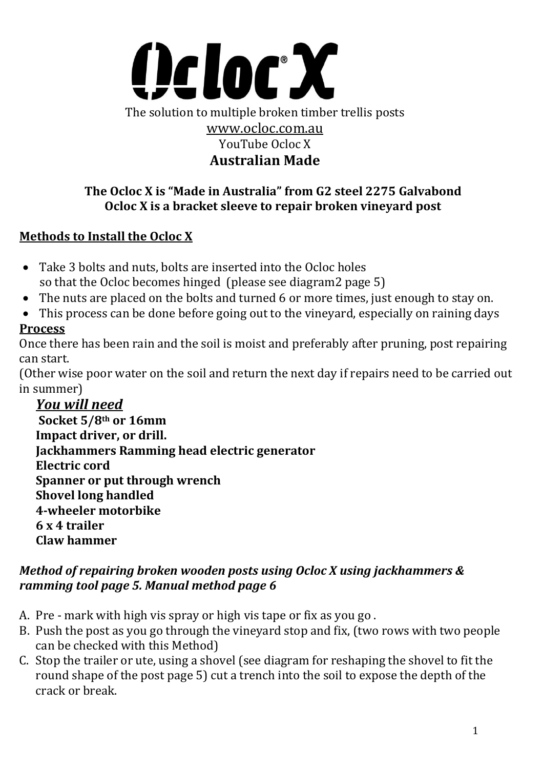# Ocloc X

The solution to multiple broken timber trellis posts

www.ocloc.com.au

YouTube Ocloc X

**Australian Made**

**The Ocloc X is "Made in Australia" from G2 steel 2275 Galvabond**
**Ocloc X is a bracket sleeve to repair broken vineyard post**

## Methods to Install the Ocloc X

- Take 3 bolts and nuts, bolts are inserted into the Ocloc holes so that the Ocloc becomes hinged (please see diagram2 page 5)
- The nuts are placed on the bolts and turned 6 or more times, just enough to stay on.
- This process can be done before going out to the vineyard, especially on raining days

**Process**

Once there has been rain and the soil is moist and preferably after pruning, post repairing can start.

(Other wise poor water on the soil and return the next day if repairs need to be carried out in summer)

***You will need***

**Socket 5/8th or 16mm**
**Impact driver, or drill.**
**Jackhammers Ramming head electric generator**
**Electric cord**
**Spanner or put through wrench**
**Shovel long handled**
**4-wheeler motorbike**
**6 x 4 trailer**
**Claw hammer**

***Method of repairing broken wooden posts using Ocloc X using jackhammers & ramming tool page 5. Manual method page 6***

A. Pre - mark with high vis spray or high vis tape or fix as you go .
B. Push the post as you go through the vineyard stop and fix, (two rows with two people can be checked with this Method)
C. Stop the trailer or ute, using a shovel (see diagram for reshaping the shovel to fit the round shape of the post page 5) cut a trench into the soil to expose the depth of the crack or break.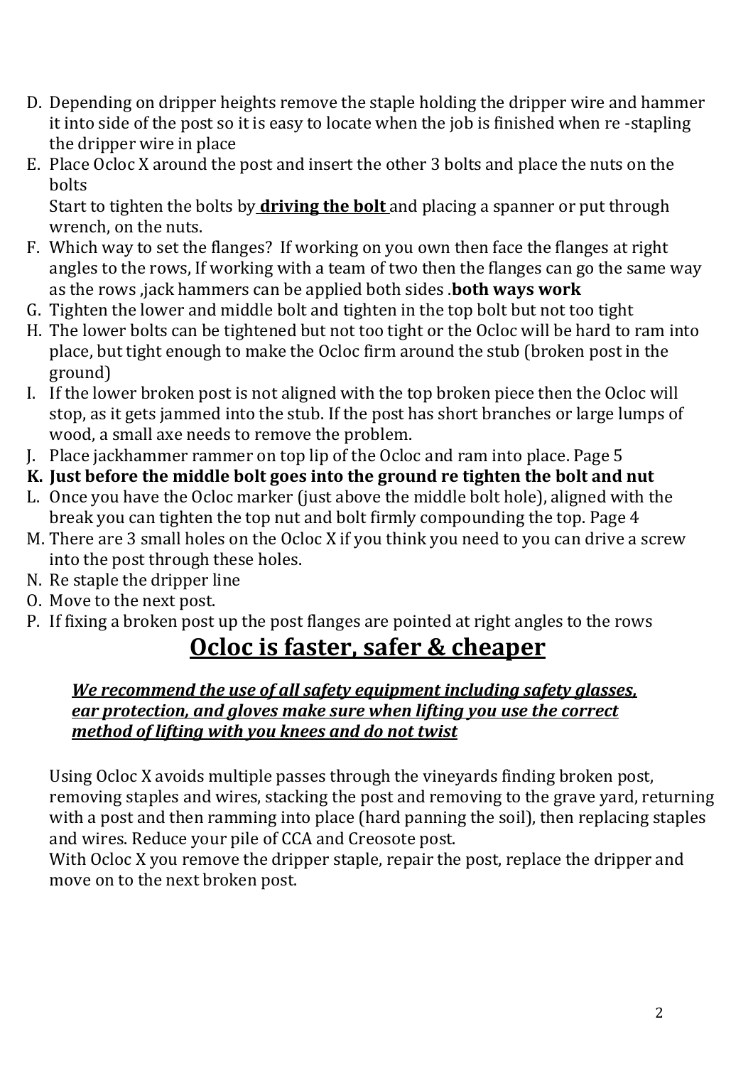D. Depending on dripper heights remove the staple holding the dripper wire and hammer it into side of the post so it is easy to locate when the job is finished when re -stapling the dripper wire in place
E. Place Ocloc X around the post and insert the other 3 bolts and place the nuts on the bolts
   Start to tighten the bolts by **<u>driving the bolt</u>** and placing a spanner or put through wrench, on the nuts.
F. Which way to set the flanges? If working on you own then face the flanges at right angles to the rows, If working with a team of two then the flanges can go the same way as the rows ,jack hammers can be applied both sides .**both ways work**
G. Tighten the lower and middle bolt and tighten in the top bolt but not too tight
H. The lower bolts can be tightened but not too tight or the Ocloc will be hard to ram into place, but tight enough to make the Ocloc firm around the stub (broken post in the ground)
I. If the lower broken post is not aligned with the top broken piece then the Ocloc will stop, as it gets jammed into the stub. If the post has short branches or large lumps of wood, a small axe needs to remove the problem.
J. Place jackhammer rammer on top lip of the Ocloc and ram into place. Page 5
**K. Just before the middle bolt goes into the ground re tighten the bolt and nut**
L. Once you have the Ocloc marker (just above the middle bolt hole), aligned with the break you can tighten the top nut and bolt firmly compounding the top. Page 4
M. There are 3 small holes on the Ocloc X if you think you need to you can drive a screw into the post through these holes.
N. Re staple the dripper line
O. Move to the next post.
P. If fixing a broken post up the post flanges are pointed at right angles to the rows

## <u>Ocloc is faster, safer & cheaper</u>

***<u>We recommend the use of all safety equipment including safety glasses, ear protection, and gloves make sure when lifting you use the correct method of lifting with you knees and do not twist</u>***

Using Ocloc X avoids multiple passes through the vineyards finding broken post, removing staples and wires, stacking the post and removing to the grave yard, returning with a post and then ramming into place (hard panning the soil), then replacing staples and wires. Reduce your pile of CCA and Creosote post.
With Ocloc X you remove the dripper staple, repair the post, replace the dripper and move on to the next broken post.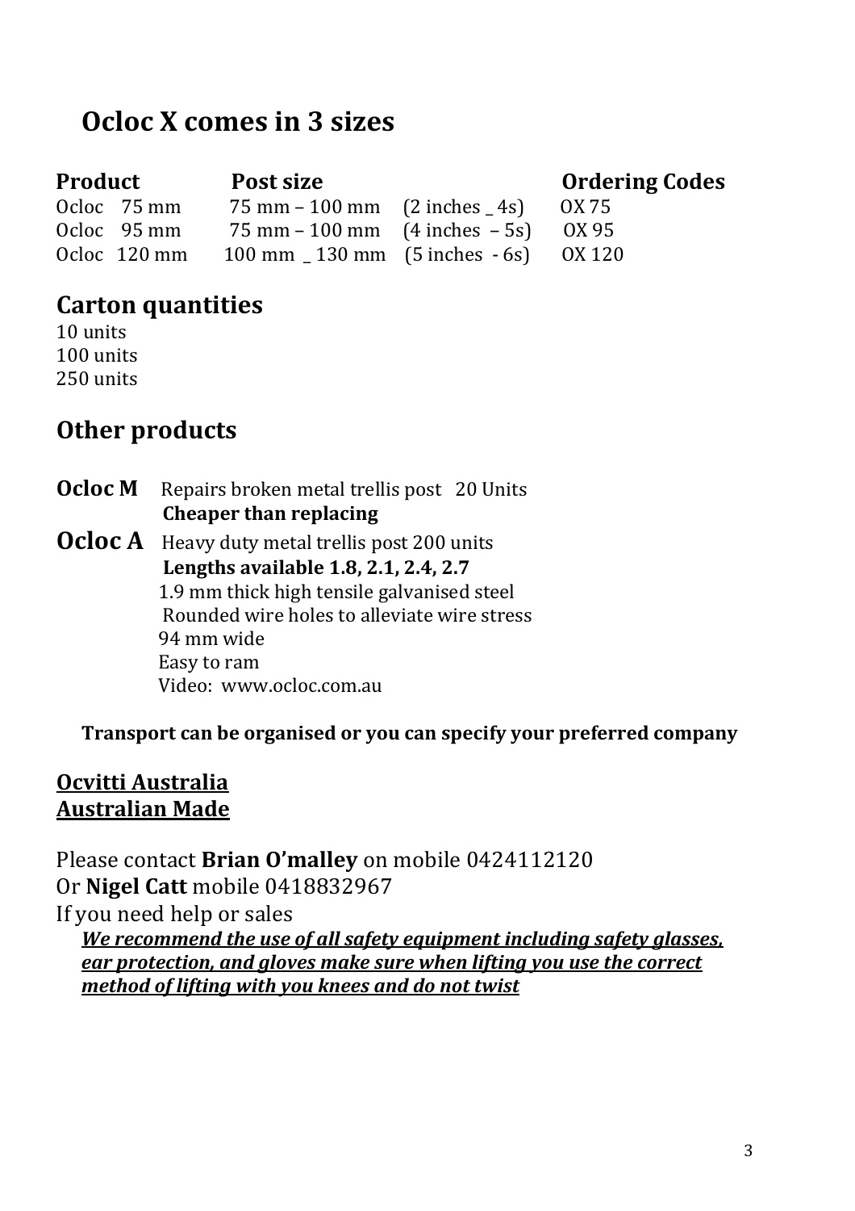# Ocloc X comes in 3 sizes

| Product | Post size | | Ordering Codes |
|---|---|---|---|
| Ocloc 75 mm | 75 mm – 100 mm | (2 inches _ 4s) | OX 75 |
| Ocloc 95 mm | 75 mm – 100 mm | (4 inches – 5s) | OX 95 |
| Ocloc 120 mm | 100 mm _ 130 mm | (5 inches - 6s) | OX 120 |

## Carton quantities

10 units
100 units
250 units

## Other products

**Ocloc M** Repairs broken metal trellis post 20 Units
**Cheaper than replacing**

**Ocloc A** Heavy duty metal trellis post 200 units
**Lengths available 1.8, 2.1, 2.4, 2.7**
1.9 mm thick high tensile galvanised steel
Rounded wire holes to alleviate wire stress
94 mm wide
Easy to ram
Video: www.ocloc.com.au

**Transport can be organised or you can specify your preferred company**

**Ocvitti Australia**
**Australian Made**

Please contact **Brian O'malley** on mobile 0424112120
Or **Nigel Catt** mobile 0418832967
If you need help or sales

***We recommend the use of all safety equipment including safety glasses, ear protection, and gloves make sure when lifting you use the correct method of lifting with you knees and do not twist***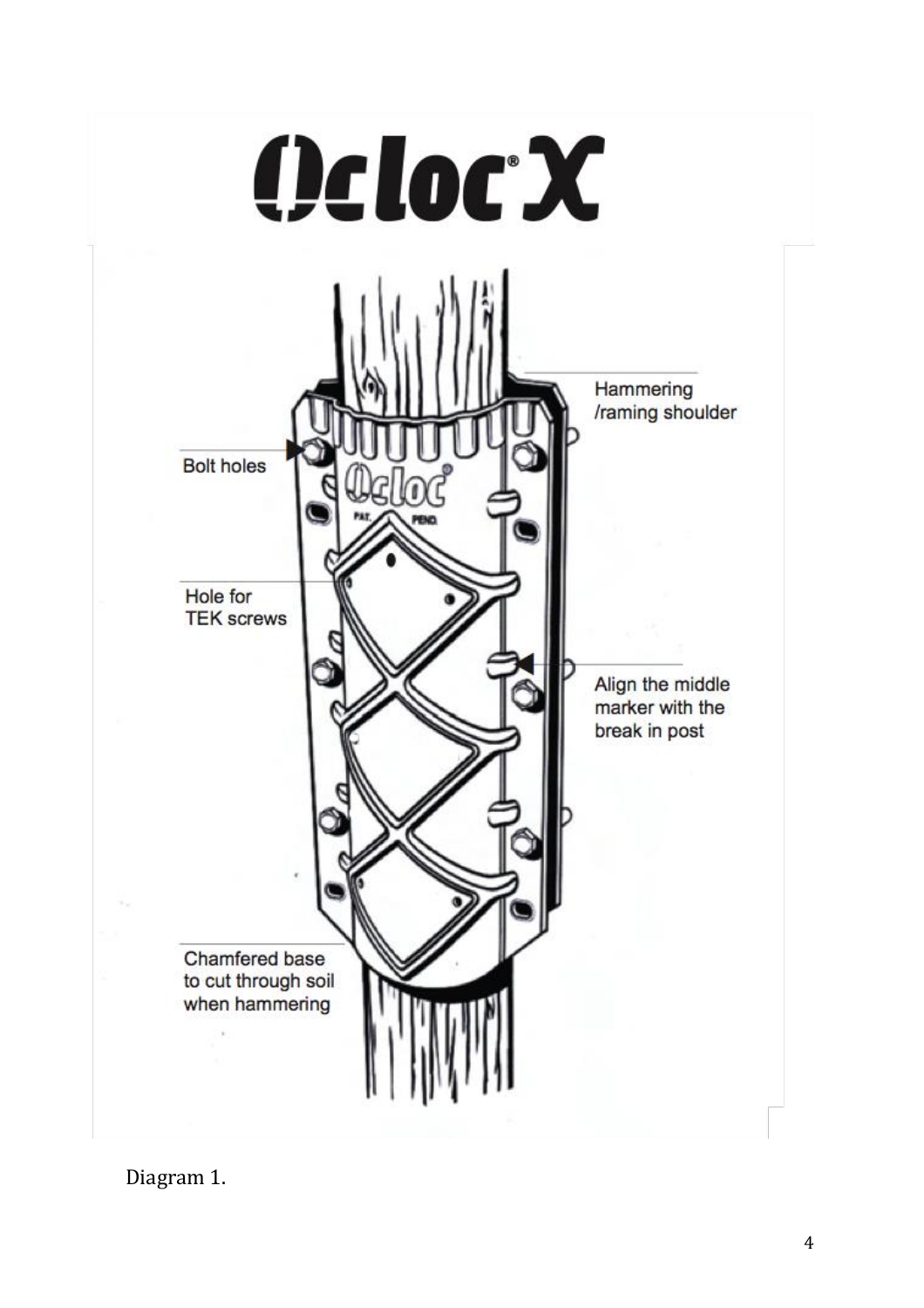# Ocloc X

Hammering /raming shoulder

Bolt holes

Hole for TEK screws

Align the middle marker with the break in post

Chamfered base to cut through soil when hammering

Diagram 1.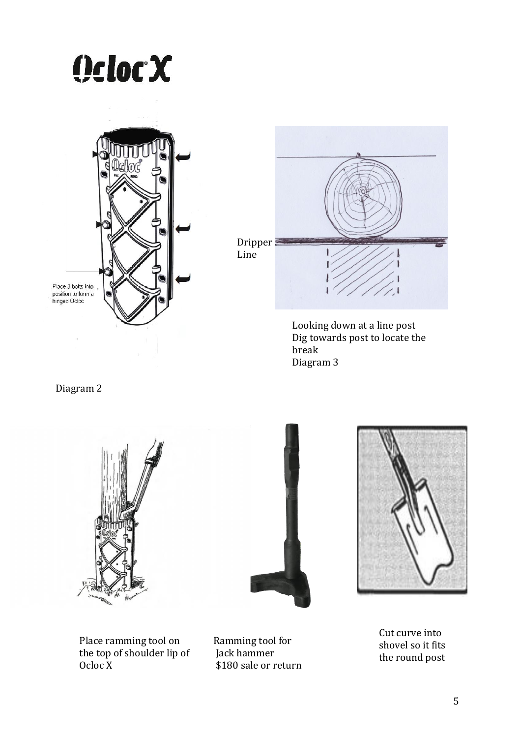# Ocloc X

Place 3 bolts into position to form a hinged Ocloc

Diagram 2

Dripper Line

Looking down at a line post
Dig towards post to locate the break
Diagram 3

Place ramming tool on the top of shoulder lip of Ocloc X

Ramming tool for Jack hammer
$180 sale or return

Cut curve into shovel so it fits the round post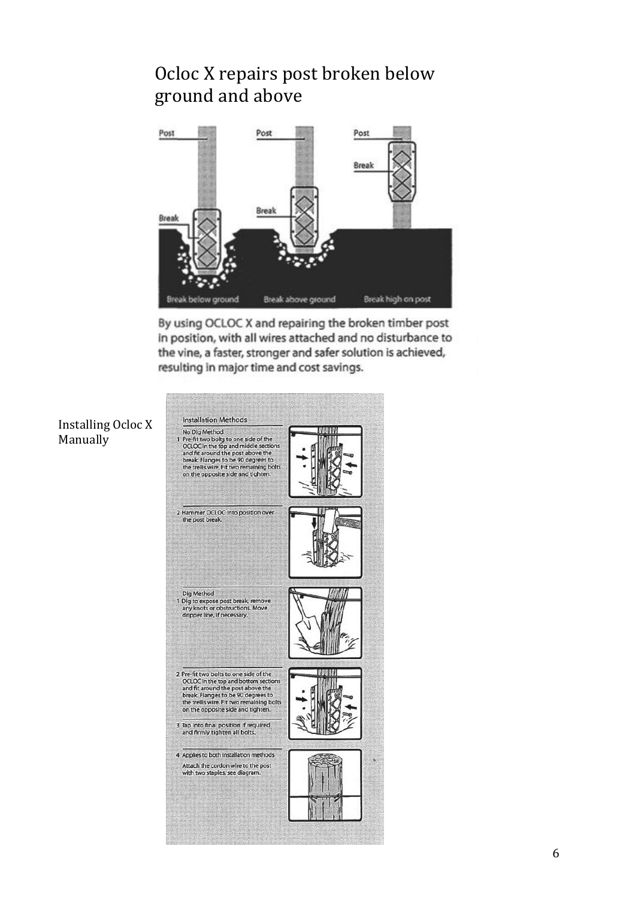# Ocloc X repairs post broken below ground and above

Post

Post

Post

Break

Break

Break

Break below ground

Break above ground

Break high on post

By using OCLOC X and repairing the broken timber post in position, with all wires attached and no disturbance to the vine, a faster, stronger and safer solution is achieved, resulting in major time and cost savings.

Installing Ocloc X Manually

**Installation Methods**

No Dig Method

1. Pre-fit two bolts to one side of the OCLOC in the top and middle sections and fit around the post above the break. Flanges to be 90 degrees to the trellis wire. Fit two remaining bolts on the opposite side and tighten.
2. Hammer OCLOC into position over the post break.

Dig Method

1. Dig to expose post break, remove any knots or obstructions. Move dripper line, if necessary.
2. Pre-fit two bolts to one side of the OCLOC in the top and bottom sections and fit around the post above the break. Flanges to be 90 degrees to the trellis wire. Fit two remaining bolts on the opposite side and tighten.
3. Tap into final position if required and firmly tighten all bolts.
4. Applies to both installation methods

   Attach the cordon wire to the post with two staples, see diagram.